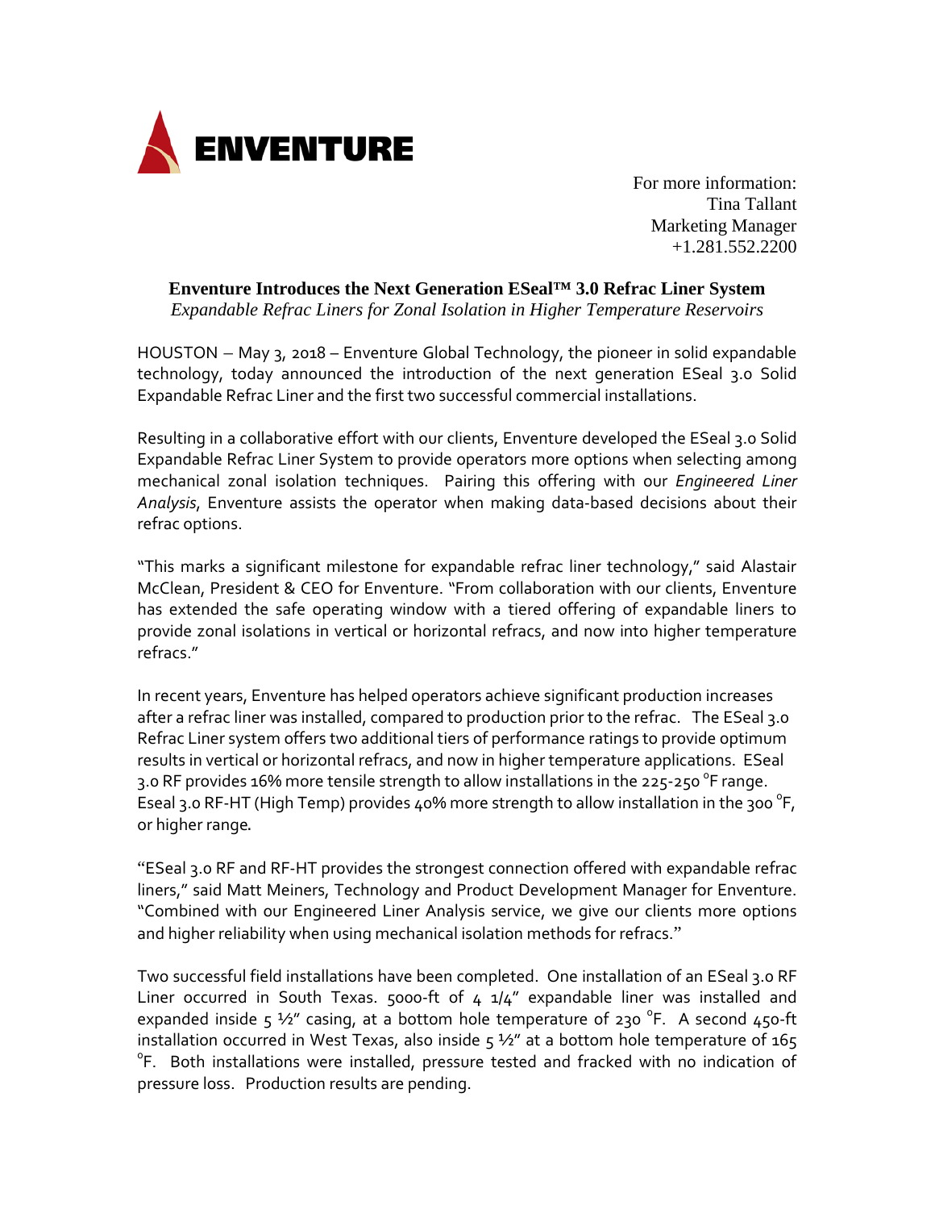ENVENTURE

For more information:
Tina Tallant
Marketing Manager
+1.281.552.2200

# Enventure Introduces the Next Generation ESeal™ 3.0 Refrac Liner System

*Expandable Refrac Liners for Zonal Isolation in Higher Temperature Reservoirs*

HOUSTON – May 3, 2018 – Enventure Global Technology, the pioneer in solid expandable technology, today announced the introduction of the next generation ESeal 3.0 Solid Expandable Refrac Liner and the first two successful commercial installations.

Resulting in a collaborative effort with our clients, Enventure developed the ESeal 3.0 Solid Expandable Refrac Liner System to provide operators more options when selecting among mechanical zonal isolation techniques. Pairing this offering with our *Engineered Liner Analysis*, Enventure assists the operator when making data-based decisions about their refrac options.

"This marks a significant milestone for expandable refrac liner technology," said Alastair McClean, President & CEO for Enventure. "From collaboration with our clients, Enventure has extended the safe operating window with a tiered offering of expandable liners to provide zonal isolations in vertical or horizontal refracs, and now into higher temperature refracs."

In recent years, Enventure has helped operators achieve significant production increases after a refrac liner was installed, compared to production prior to the refrac. The ESeal 3.0 Refrac Liner system offers two additional tiers of performance ratings to provide optimum results in vertical or horizontal refracs, and now in higher temperature applications. ESeal 3.0 RF provides 16% more tensile strength to allow installations in the 225-250 °F range. Eseal 3.0 RF-HT (High Temp) provides 40% more strength to allow installation in the 300 °F, or higher range.

"ESeal 3.0 RF and RF-HT provides the strongest connection offered with expandable refrac liners," said Matt Meiners, Technology and Product Development Manager for Enventure. "Combined with our Engineered Liner Analysis service, we give our clients more options and higher reliability when using mechanical isolation methods for refracs."

Two successful field installations have been completed. One installation of an ESeal 3.0 RF Liner occurred in South Texas. 5000-ft of 4 1/4" expandable liner was installed and expanded inside 5 ½" casing, at a bottom hole temperature of 230 °F. A second 450-ft installation occurred in West Texas, also inside 5 ½" at a bottom hole temperature of 165 °F. Both installations were installed, pressure tested and fracked with no indication of pressure loss. Production results are pending.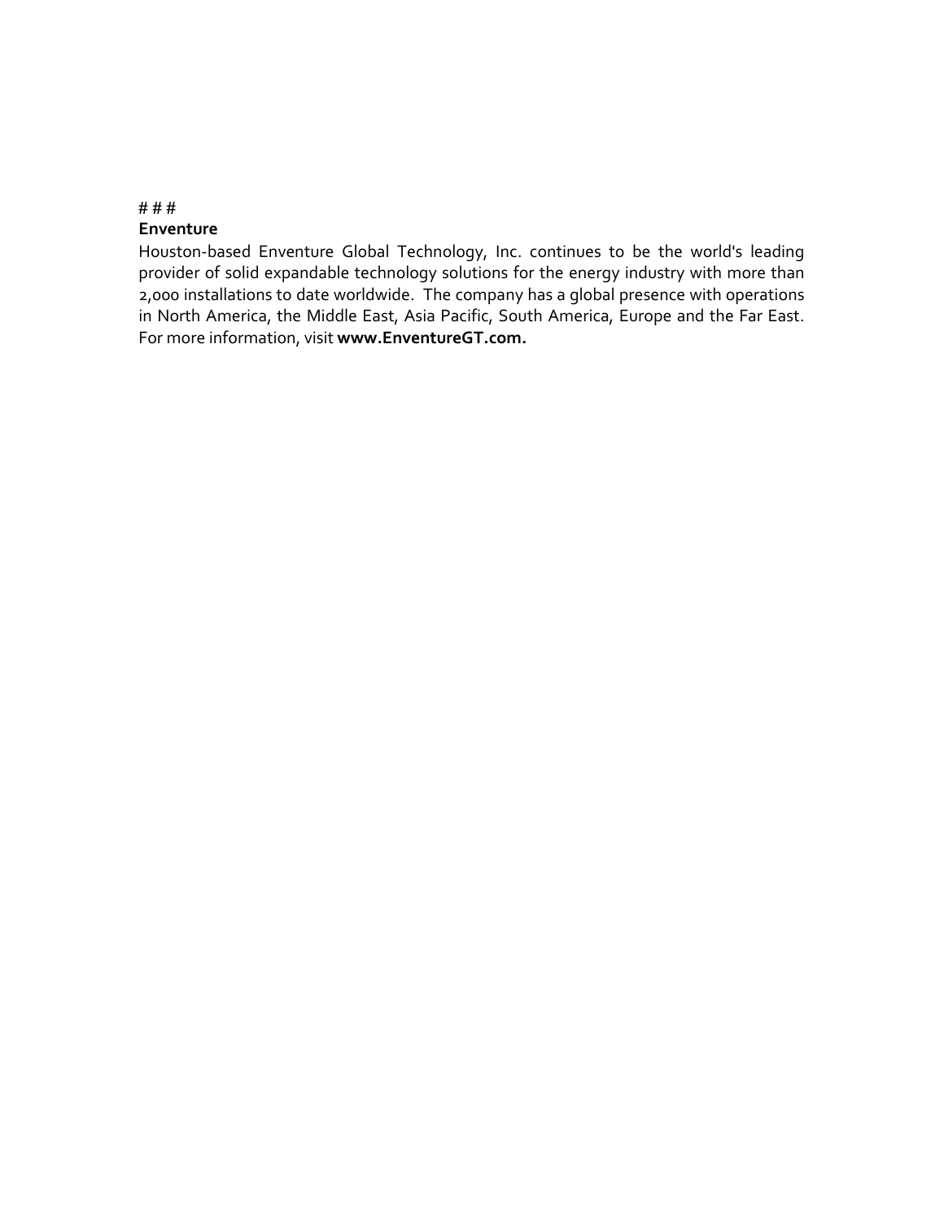# # #

**Enventure**

Houston-based Enventure Global Technology, Inc. continues to be the world's leading provider of solid expandable technology solutions for the energy industry with more than 2,000 installations to date worldwide. The company has a global presence with operations in North America, the Middle East, Asia Pacific, South America, Europe and the Far East. For more information, visit **www.EnventureGT.com.**